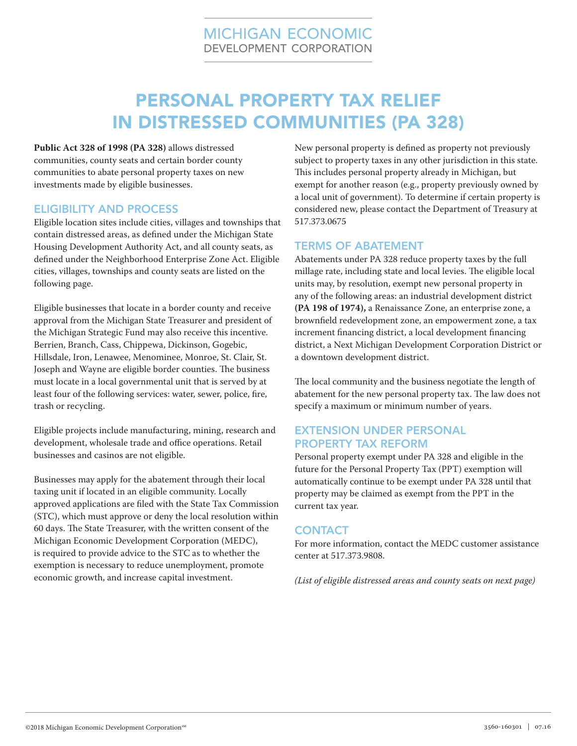MICHIGAN ECONOMIC
DEVELOPMENT CORPORATION

# PERSONAL PROPERTY TAX RELIEF IN DISTRESSED COMMUNITIES (PA 328)

**Public Act 328 of 1998 (PA 328)** allows distressed communities, county seats and certain border county communities to abate personal property taxes on new investments made by eligible businesses.

## ELIGIBILITY AND PROCESS

Eligible location sites include cities, villages and townships that contain distressed areas, as defined under the Michigan State Housing Development Authority Act, and all county seats, as defined under the Neighborhood Enterprise Zone Act. Eligible cities, villages, townships and county seats are listed on the following page.

Eligible businesses that locate in a border county and receive approval from the Michigan State Treasurer and president of the Michigan Strategic Fund may also receive this incentive. Berrien, Branch, Cass, Chippewa, Dickinson, Gogebic, Hillsdale, Iron, Lenawee, Menominee, Monroe, St. Clair, St. Joseph and Wayne are eligible border counties. The business must locate in a local governmental unit that is served by at least four of the following services: water, sewer, police, fire, trash or recycling.

Eligible projects include manufacturing, mining, research and development, wholesale trade and office operations. Retail businesses and casinos are not eligible.

Businesses may apply for the abatement through their local taxing unit if located in an eligible community. Locally approved applications are filed with the State Tax Commission (STC), which must approve or deny the local resolution within 60 days. The State Treasurer, with the written consent of the Michigan Economic Development Corporation (MEDC), is required to provide advice to the STC as to whether the exemption is necessary to reduce unemployment, promote economic growth, and increase capital investment.

New personal property is defined as property not previously subject to property taxes in any other jurisdiction in this state. This includes personal property already in Michigan, but exempt for another reason (e.g., property previously owned by a local unit of government). To determine if certain property is considered new, please contact the Department of Treasury at 517.373.0675

## TERMS OF ABATEMENT

Abatements under PA 328 reduce property taxes by the full millage rate, including state and local levies. The eligible local units may, by resolution, exempt new personal property in any of the following areas: an industrial development district **(PA 198 of 1974),** a Renaissance Zone, an enterprise zone, a brownfield redevelopment zone, an empowerment zone, a tax increment financing district, a local development financing district, a Next Michigan Development Corporation District or a downtown development district.

The local community and the business negotiate the length of abatement for the new personal property tax. The law does not specify a maximum or minimum number of years.

## EXTENSION UNDER PERSONAL PROPERTY TAX REFORM

Personal property exempt under PA 328 and eligible in the future for the Personal Property Tax (PPT) exemption will automatically continue to be exempt under PA 328 until that property may be claimed as exempt from the PPT in the current tax year.

## CONTACT

For more information, contact the MEDC customer assistance center at 517.373.9808.

*(List of eligible distressed areas and county seats on next page)*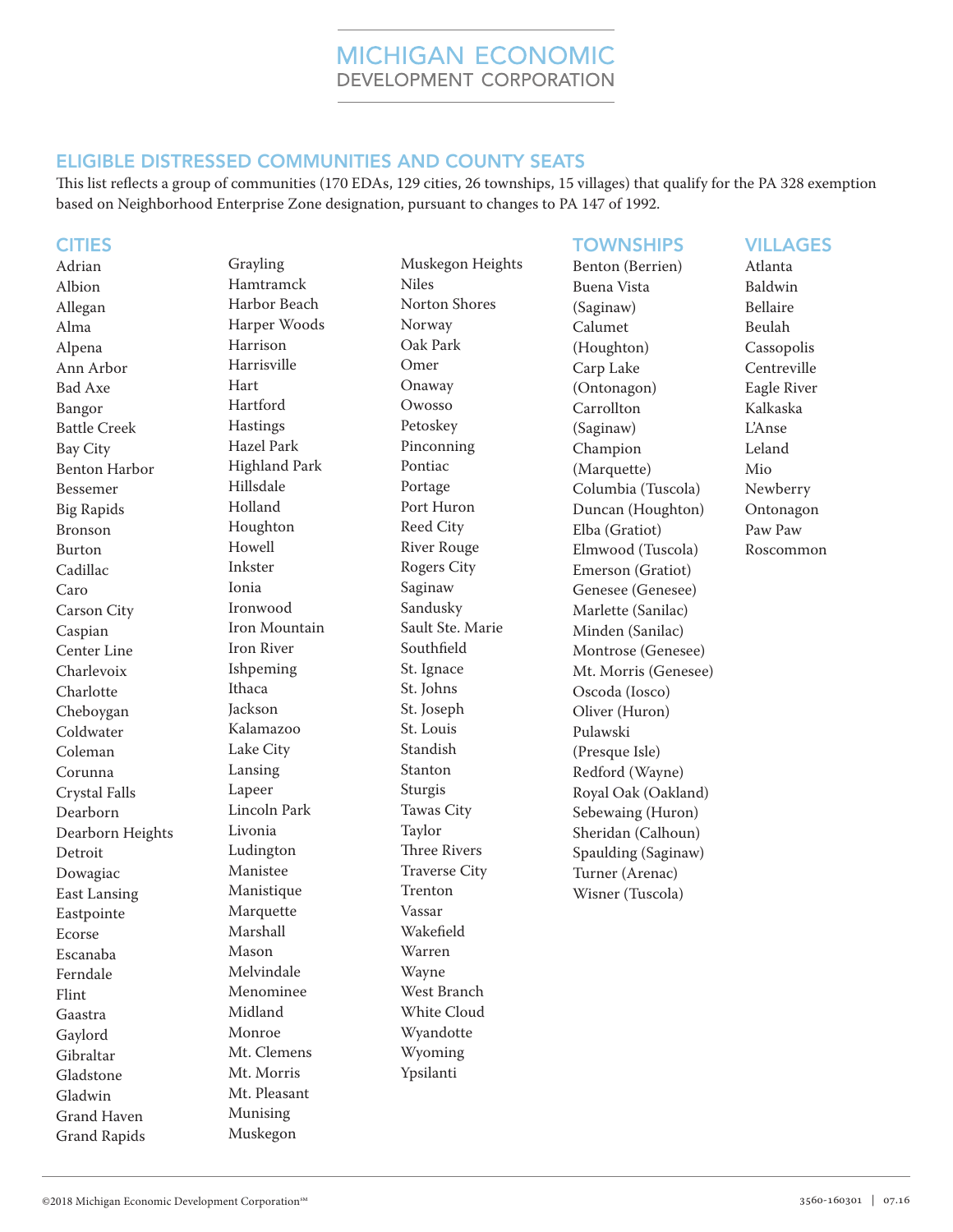# MICHIGAN ECONOMIC DEVELOPMENT CORPORATION

## ELIGIBLE DISTRESSED COMMUNITIES AND COUNTY SEATS

This list reflects a group of communities (170 EDAs, 129 cities, 26 townships, 15 villages) that qualify for the PA 328 exemption based on Neighborhood Enterprise Zone designation, pursuant to changes to PA 147 of 1992.

### CITIES

Adrian
Albion
Allegan
Alma
Alpena
Ann Arbor
Bad Axe
Bangor
Battle Creek
Bay City
Benton Harbor
Bessemer
Big Rapids
Bronson
Burton
Cadillac
Caro
Carson City
Caspian
Center Line
Charlevoix
Charlotte
Cheboygan
Coldwater
Coleman
Corunna
Crystal Falls
Dearborn
Dearborn Heights
Detroit
Dowagiac
East Lansing
Eastpointe
Ecorse
Escanaba
Ferndale
Flint
Gaastra
Gaylord
Gibraltar
Gladstone
Gladwin
Grand Haven
Grand Rapids
Grayling
Hamtramck
Harbor Beach
Harper Woods
Harrison
Harrisville
Hart
Hartford
Hastings
Hazel Park
Highland Park
Hillsdale
Holland
Houghton
Howell
Inkster
Ionia
Ironwood
Iron Mountain
Iron River
Ishpeming
Ithaca
Jackson
Kalamazoo
Lake City
Lansing
Lapeer
Lincoln Park
Livonia
Ludington
Manistee
Manistique
Marquette
Marshall
Mason
Melvindale
Menominee
Midland
Monroe
Mt. Clemens
Mt. Morris
Mt. Pleasant
Munising
Muskegon
Muskegon Heights
Niles
Norton Shores
Norway
Oak Park
Omer
Onaway
Owosso
Petoskey
Pinconning
Pontiac
Portage
Port Huron
Reed City
River Rouge
Rogers City
Saginaw
Sandusky
Sault Ste. Marie
Southfield
St. Ignace
St. Johns
St. Joseph
St. Louis
Standish
Stanton
Sturgis
Tawas City
Taylor
Three Rivers
Traverse City
Trenton
Vassar
Wakefield
Warren
Wayne
West Branch
White Cloud
Wyandotte
Wyoming
Ypsilanti

### TOWNSHIPS

Benton (Berrien)
Buena Vista (Saginaw)
Calumet (Houghton)
Carp Lake (Ontonagon)
Carrollton (Saginaw)
Champion (Marquette)
Columbia (Tuscola)
Duncan (Houghton)
Elba (Gratiot)
Elmwood (Tuscola)
Emerson (Gratiot)
Genesee (Genesee)
Marlette (Sanilac)
Minden (Sanilac)
Montrose (Genesee)
Mt. Morris (Genesee)
Oscoda (Iosco)
Oliver (Huron)
Pulawski (Presque Isle)
Redford (Wayne)
Royal Oak (Oakland)
Sebewaing (Huron)
Sheridan (Calhoun)
Spaulding (Saginaw)
Turner (Arenac)
Wisner (Tuscola)

### VILLAGES

Atlanta
Baldwin
Bellaire
Beulah
Cassopolis
Centreville
Eagle River
Kalkaska
L'Anse
Leland
Mio
Newberry
Ontonagon
Paw Paw
Roscommon

©2018 Michigan Economic Development Corporation℠ 3560-160301 | 07.16